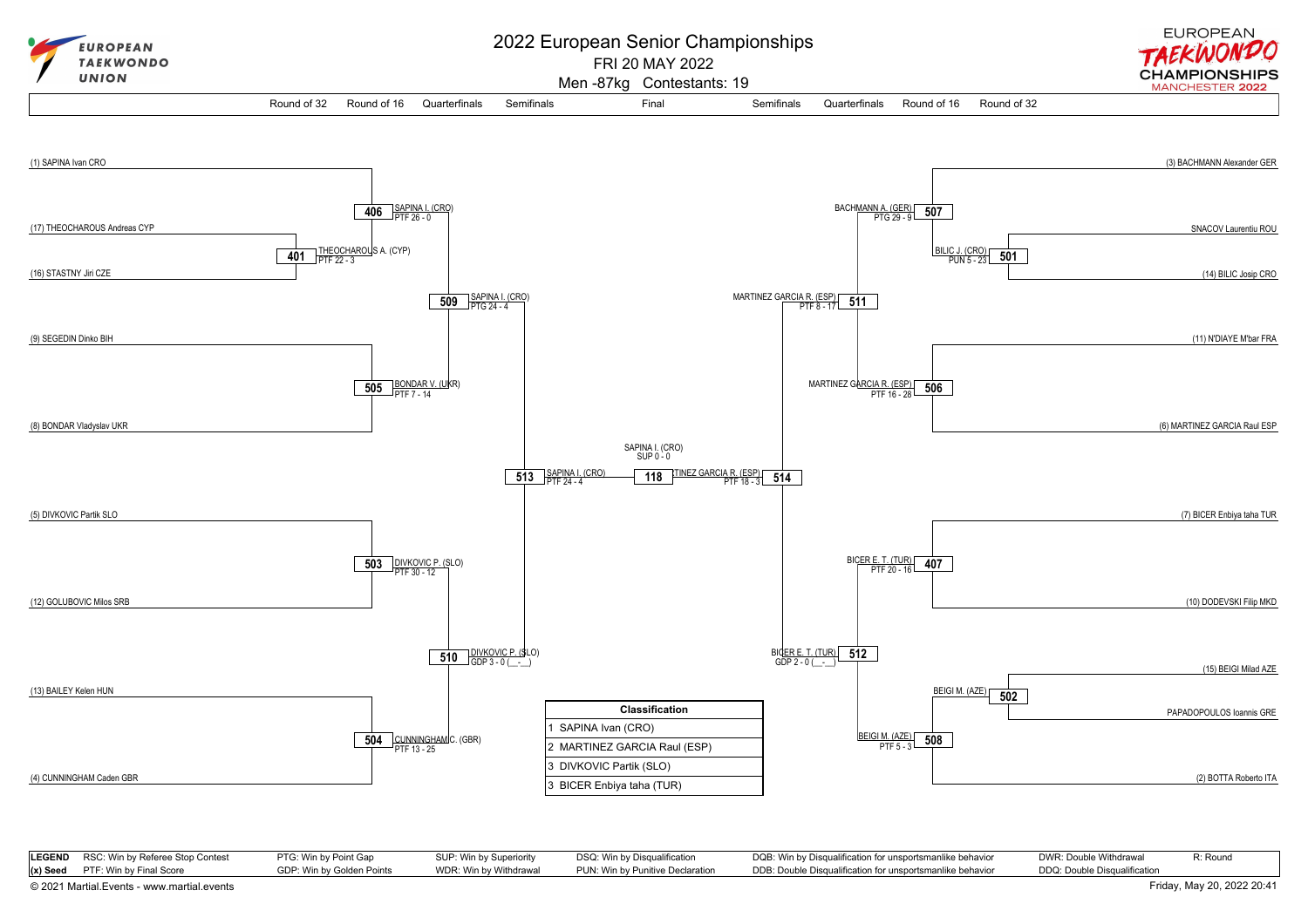# 2022 European Senior Championships

FRI 20 MAY 2022

Men -87kg Contestants: 19

EUROPEAN TAEKWONDO UNION

EUROPEAN TAEKWONDO CHAMPIONSHIPS MANCHESTER 2022

Round of 32 | Round of 16 | Quarterfinals | Semifinals | Final | Semifinals | Quarterfinals | Round of 16 | Round of 32

## Left bracket

- (1) SAPINA Ivan CRO
- (17) THEOCHAROUS Andreas CYP
- (16) STASTNY Jiri CZE
- (9) SEGEDIN Dinko BIH
- (8) BONDAR Vladyslav UKR
- (5) DIVKOVIC Partik SLO
- (12) GOLUBOVIC Milos SRB
- (13) BAILEY Kelen HUN
- (4) CUNNINGHAM Caden GBR

| Contest | Winner | Result |
|---|---|---|
| 401 | THEOCHAROUS A. (CYP) | PTF 22 - 3 |
| 406 | SAPINA I. (CRO) | PTF 26 - 0 |
| 505 | BONDAR V. (UKR) | PTF 7 - 14 |
| 509 | SAPINA I. (CRO) | PTG 24 - 4 |
| 503 | DIVKOVIC P. (SLO) | PTF 30 - 12 |
| 504 | CUNNINGHAM C. (GBR) | PTF 13 - 25 |
| 510 | DIVKOVIC P. (SLO) | GDP 3 - 0 (\_\_-\_\_) |
| 513 | SAPINA I. (CRO) | PTF 24 - 4 |

## Right bracket

- (3) BACHMANN Alexander GER
- SNACOV Laurentiu ROU
- (14) BILIC Josip CRO
- (11) N'DIAYE M'bar FRA
- (6) MARTINEZ GARCIA Raul ESP
- (7) BICER Enbiya taha TUR
- (10) DODEVSKI Filip MKD
- (15) BEIGI Milad AZE
- PAPADOPOULOS Ioannis GRE
- (2) BOTTA Roberto ITA

| Contest | Winner | Result |
|---|---|---|
| 501 | BILIC J. (CRO) | PUN 5 - 23 |
| 507 | BACHMANN A. (GER) | PTG 29 - 9 |
| 506 | MARTINEZ GARCIA R. (ESP) | PTF 16 - 28 |
| 511 | MARTINEZ GARCIA R. (ESP) | PTF 8 - 17 |
| 407 | BICER E. T. (TUR) | PTF 20 - 16 |
| 502 | BEIGI M. (AZE) | |
| 508 | BEIGI M. (AZE) | PTF 5 - 3 |
| 512 | BICER E. T. (TUR) | GDP 2 - 0 (\_\_-\_\_) |
| 514 | MARTINEZ GARCIA R. (ESP) | PTF 18 - 3 |

## Final

| Contest | Winner | Result |
|---|---|---|
| 118 | SAPINA I. (CRO) | SUP 0 - 0 |

## Classification

| Classification |
|---|
| 1 SAPINA Ivan (CRO) |
| 2 MARTINEZ GARCIA Raul (ESP) |
| 3 DIVKOVIC Partik (SLO) |
| 3 BICER Enbiya taha (TUR) |

| LEGEND | | | | | | |
|---|---|---|---|---|---|---|
| RSC: Win by Referee Stop Contest | PTG: Win by Point Gap | SUP: Win by Superiority | DSQ: Win by Disqualification | DQB: Win by Disqualification for unsportsmanlike behavior | DWR: Double Withdrawal | R: Round |
| (x) Seed PTF: Win by Final Score | GDP: Win by Golden Points | WDR: Win by Withdrawal | PUN: Win by Punitive Declaration | DDB: Double Disqualification for unsportsmanlike behavior | DDQ: Double Disqualification | |

© 2021 Martial.Events - www.martial.events

Friday, May 20, 2022 20:41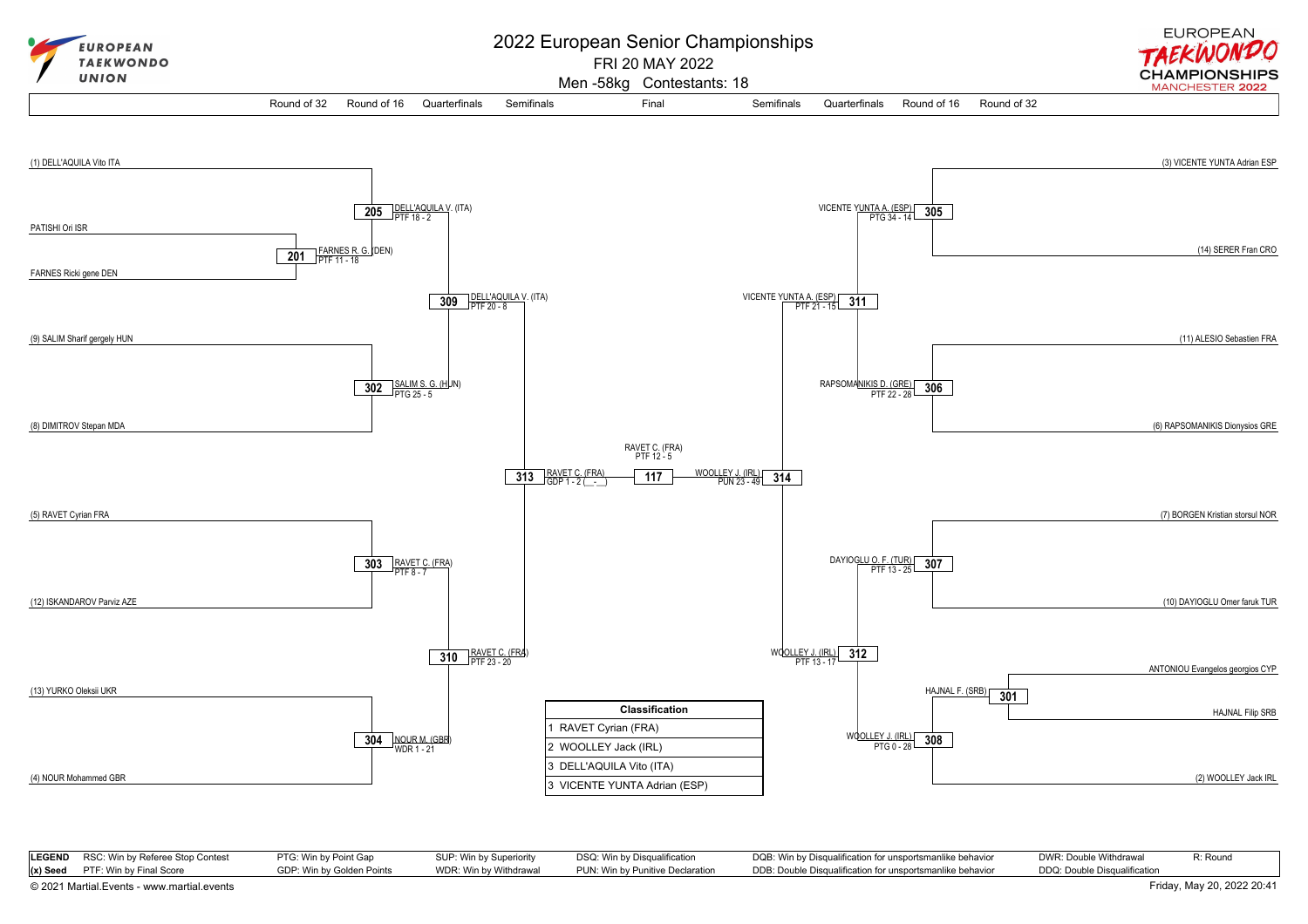# 2022 European Senior Championships

FRI 20 MAY 2022

Men -58kg Contestants: 18

| Round of 32 | Round of 16 | Quarterfinals | Semifinals | Final | Semifinals | Quarterfinals | Round of 16 | Round of 32 |
|---|---|---|---|---|---|---|---|---|

## Left side

- (1) DELL'AQUILA Vito ITA
- PATISHI Ori ISR
- FARNES Ricki gene DEN
- (9) SALIM Sharif gergely HUN
- (8) DIMITROV Stepan MDA
- (5) RAVET Cyrian FRA
- (12) ISKANDAROV Parviz AZE
- (13) YURKO Oleksii UKR
- (4) NOUR Mohammed GBR

| Contest | Winner | Result |
|---|---|---|
| 201 | FARNES R. G. (DEN) | PTF 11 - 18 |
| 205 | DELL'AQUILA V. (ITA) | PTF 18 - 2 |
| 302 | SALIM S. G. (HUN) | PTG 25 - 5 |
| 303 | RAVET C. (FRA) | PTF 8 - 7 |
| 304 | NOUR M. (GBR) | WDR 1 - 21 |
| 309 | DELL'AQUILA V. (ITA) | PTF 20 - 8 |
| 310 | RAVET C. (FRA) | PTF 23 - 20 |
| 313 | RAVET C. (FRA) | GDP 1 - 2 (__-__) |

## Final

| Contest | Winner | Result |
|---|---|---|
| 117 | RAVET C. (FRA) | PTF 12 - 5 |

## Right side

- (3) VICENTE YUNTA Adrian ESP
- (14) SERER Fran CRO
- (11) ALESIO Sebastien FRA
- (6) RAPSOMANIKIS Dionysios GRE
- (7) BORGEN Kristian storsul NOR
- (10) DAYIOGLU Omer faruk TUR
- ANTONIOU Evangelos georgios CYP
- HAJNAL Filip SRB
- (2) WOOLLEY Jack IRL

| Contest | Winner | Result |
|---|---|---|
| 301 | HAJNAL F. (SRB) | |
| 305 | VICENTE YUNTA A. (ESP) | PTG 34 - 14 |
| 306 | RAPSOMANIKIS D. (GRE) | PTF 22 - 28 |
| 307 | DAYIOGLU O. F. (TUR) | PTF 13 - 25 |
| 308 | WOOLLEY J. (IRL) | PTG 0 - 28 |
| 311 | VICENTE YUNTA A. (ESP) | PTF 21 - 15 |
| 312 | WOOLLEY J. (IRL) | PTF 13 - 17 |
| 314 | WOOLLEY J. (IRL) | PUN 23 - 49 |

## Classification

| Classification |
|---|
| 1 RAVET Cyrian (FRA) |
| 2 WOOLLEY Jack (IRL) |
| 3 DELL'AQUILA Vito (ITA) |
| 3 VICENTE YUNTA Adrian (ESP) |

## LEGEND

| | | | | | | |
|---|---|---|---|---|---|---|
| RSC: Win by Referee Stop Contest | PTG: Win by Point Gap | SUP: Win by Superiority | DSQ: Win by Disqualification | DQB: Win by Disqualification for unsportsmanlike behavior | DWR: Double Withdrawal | R: Round |
| (x) Seed PTF: Win by Final Score | GDP: Win by Golden Points | WDR: Win by Withdrawal | PUN: Win by Punitive Declaration | DDB: Double Disqualification for unsportsmanlike behavior | DDQ: Double Disqualification | |

© 2021 Martial.Events - www.martial.events

Friday, May 20, 2022 20:41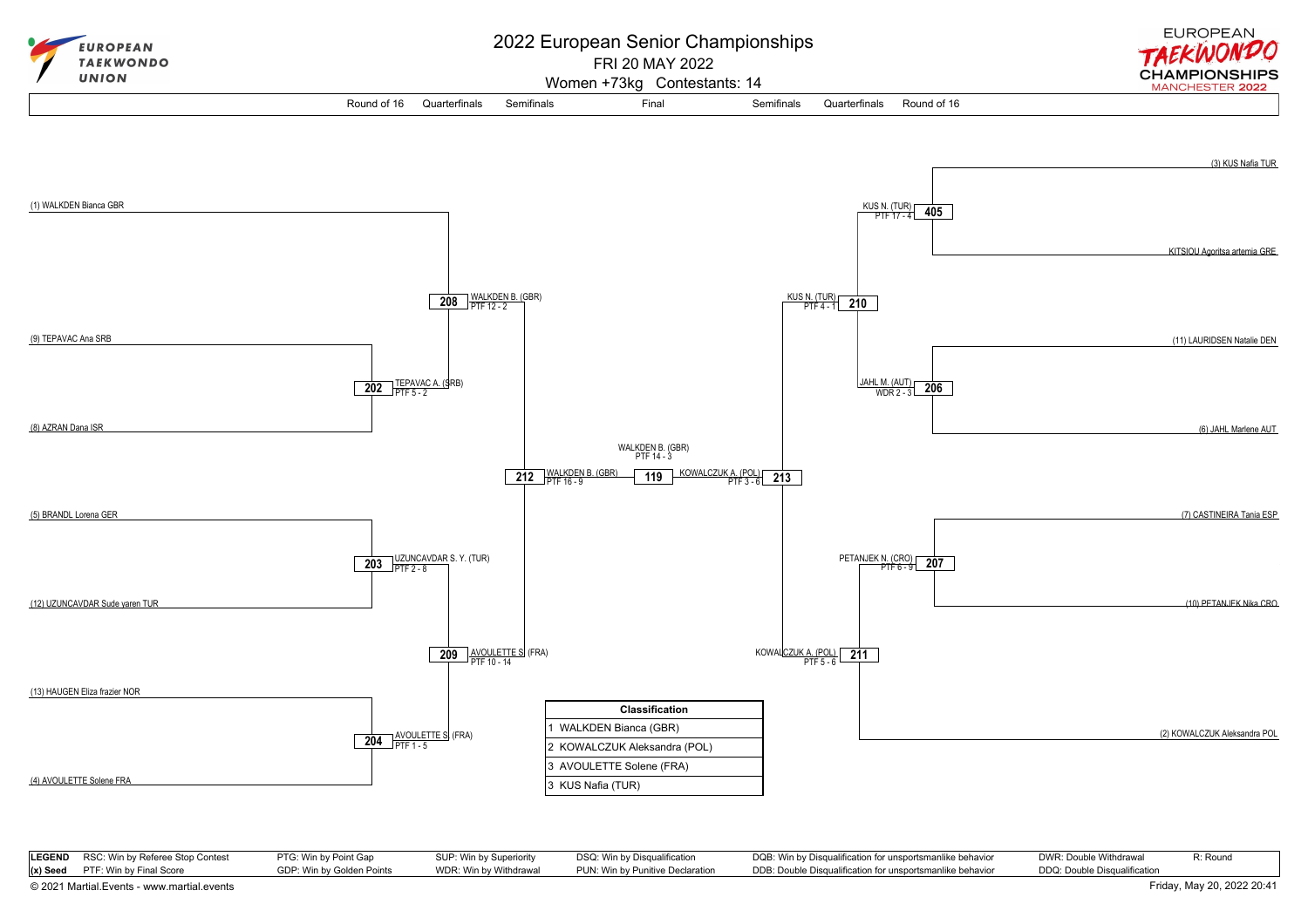# 2022 European Senior Championships

FRI 20 MAY 2022

Women +73kg Contestants: 14

Round of 16 | Quarterfinals | Semifinals | Final | Semifinals | Quarterfinals | Round of 16

## Left side of bracket

**Round of 16:**
- (1) WALKDEN Bianca GBR
- (9) TEPAVAC Ana SRB
- (8) AZRAN Dana ISR
- (5) BRANDL Lorena GER
- (12) UZUNCAVDAR Sude yaren TUR
- (13) HAUGEN Eliza frazier NOR
- (4) AVOULETTE Solene FRA

**Contest results:**
- 202: TEPAVAC A. (SRB) PTF 5 - 2
- 203: UZUNCAVDAR S. Y. (TUR) PTF 2 - 8
- 204: AVOULETTE S. (FRA) PTF 1 - 5
- 208: WALKDEN B. (GBR) PTF 12 - 2
- 209: AVOULETTE S. (FRA) PTF 10 - 14
- 212: WALKDEN B. (GBR) PTF 16 - 9

## Final

- 119: WALKDEN B. (GBR) PTF 14 - 3

## Right side of bracket

**Round of 16:**
- (3) KUS Nafia TUR
- KITSIOU Agoritsa artemia GRE
- (11) LAURIDSEN Natalie DEN
- (6) JAHL Marlene AUT
- (7) CASTINEIRA Tania ESP
- (10) PETANJEK Nika CRO
- (2) KOWALCZUK Aleksandra POL

**Contest results:**
- 405: KUS N. (TUR) PTF 17 - 4
- 206: JAHL M. (AUT) WDR 2 - 3
- 207: PETANJEK N. (CRO) PTF 6 - 9
- 210: KUS N. (TUR) PTF 4 - 1
- 211: KOWALCZUK A. (POL) PTF 5 - 6
- 213: KOWALCZUK A. (POL) PTF 3 - 6

## Classification

| Classification |
|---|
| 1 WALKDEN Bianca (GBR) |
| 2 KOWALCZUK Aleksandra (POL) |
| 3 AVOULETTE Solene (FRA) |
| 3 KUS Nafia (TUR) |

## Legend

| | | | | | | |
|---|---|---|---|---|---|---|
| **LEGEND** RSC: Win by Referee Stop Contest | PTG: Win by Point Gap | SUP: Win by Superiority | DSQ: Win by Disqualification | DQB: Win by Disqualification for unsportsmanlike behavior | DWR: Double Withdrawal | R: Round |
| **(x) Seed** PTF: Win by Final Score | GDP: Win by Golden Points | WDR: Win by Withdrawal | PUN: Win by Punitive Declaration | DDB: Double Disqualification for unsportsmanlike behavior | DDQ: Double Disqualification | |

© 2021 Martial.Events - www.martial.events

Friday, May 20, 2022 20:41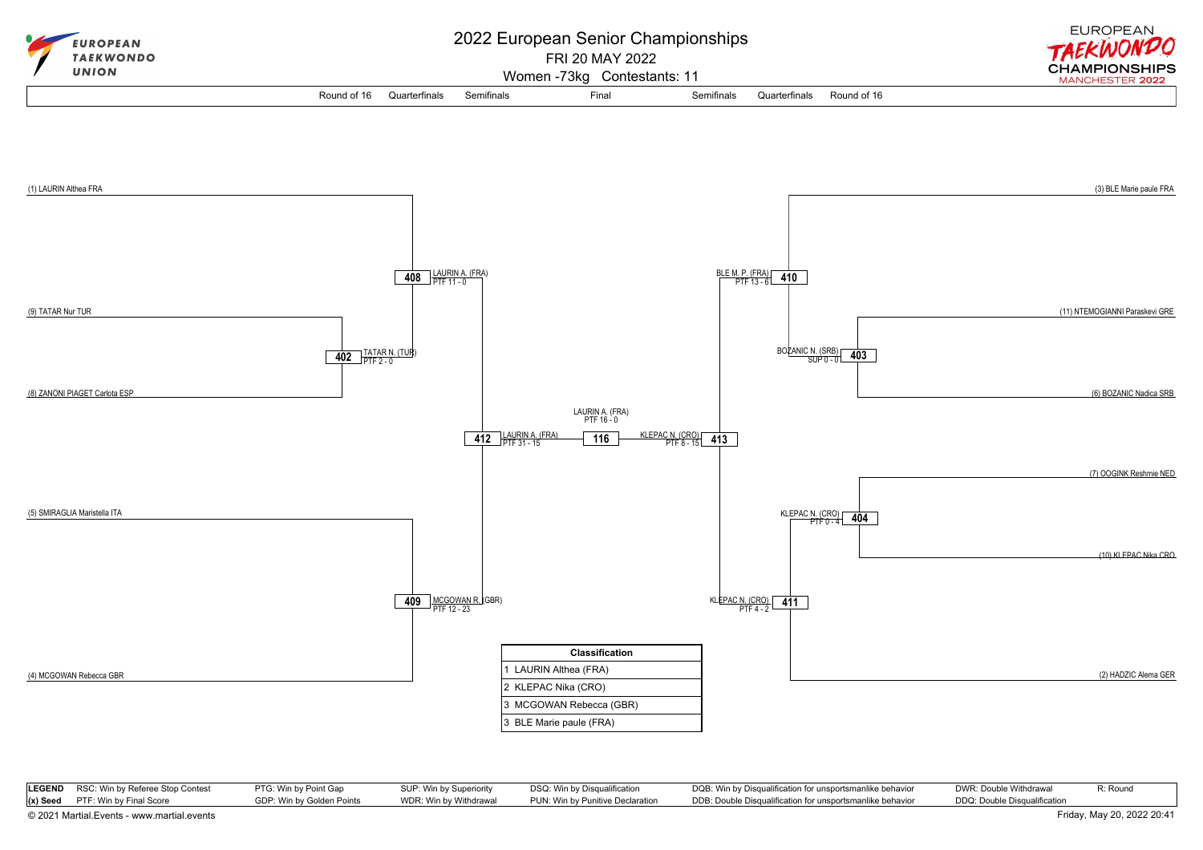# 2022 European Senior Championships

FRI 20 MAY 2022

Women -73kg Contestants: 11

Round of 16 | Quarterfinals | Semifinals | Final | Semifinals | Quarterfinals | Round of 16

(1) LAURIN Althea FRA

(9) TATAR Nur TUR

(8) ZANONI PIAGET Carlota ESP

402 TATAR N. (TUR) PTF 2 - 0

408 LAURIN A. (FRA) PTF 11 - 0

(5) SMIRAGLIA Maristella ITA

(4) MCGOWAN Rebecca GBR

409 MCGOWAN R. (GBR) PTF 12 - 23

412 LAURIN A. (FRA) PTF 31 - 15

116

LAURIN A. (FRA) PTF 16 - 0

KLEPAC N. (CRO) PTF 8 - 15 413

(3) BLE Marie paule FRA

(11) NTEMOGIANNI Paraskevi GRE

(6) BOZANIC Nadica SRB

BOZANIC N. (SRB) SUP 0 - 0 403

BLE M. P. (FRA) PTF 13 - 6 410

(7) OOGINK Reshmie NED

(10) KLEPAC Nika CRO

KLEPAC N. (CRO) PTF 0 - 4 404

(2) HADZIC Alema GER

KLEPAC N. (CRO) PTF 4 - 2 411

| Classification |
|---|
| 1 LAURIN Althea (FRA) |
| 2 KLEPAC Nika (CRO) |
| 3 MCGOWAN Rebecca (GBR) |
| 3 BLE Marie paule (FRA) |

| | | | | | | | |
|---|---|---|---|---|---|---|---|
| **LEGEND** | RSC: Win by Referee Stop Contest | PTG: Win by Point Gap | SUP: Win by Superiority | DSQ: Win by Disqualification | DQB: Win by Disqualification for unsportsmanlike behavior | DWR: Double Withdrawal | R: Round |
| **(x) Seed** | PTF: Win by Final Score | GDP: Win by Golden Points | WDR: Win by Withdrawal | PUN: Win by Punitive Declaration | DDB: Double Disqualification for unsportsmanlike behavior | DDQ: Double Disqualification | |

© 2021 Martial.Events - www.martial.events

Friday, May 20, 2022 20:41